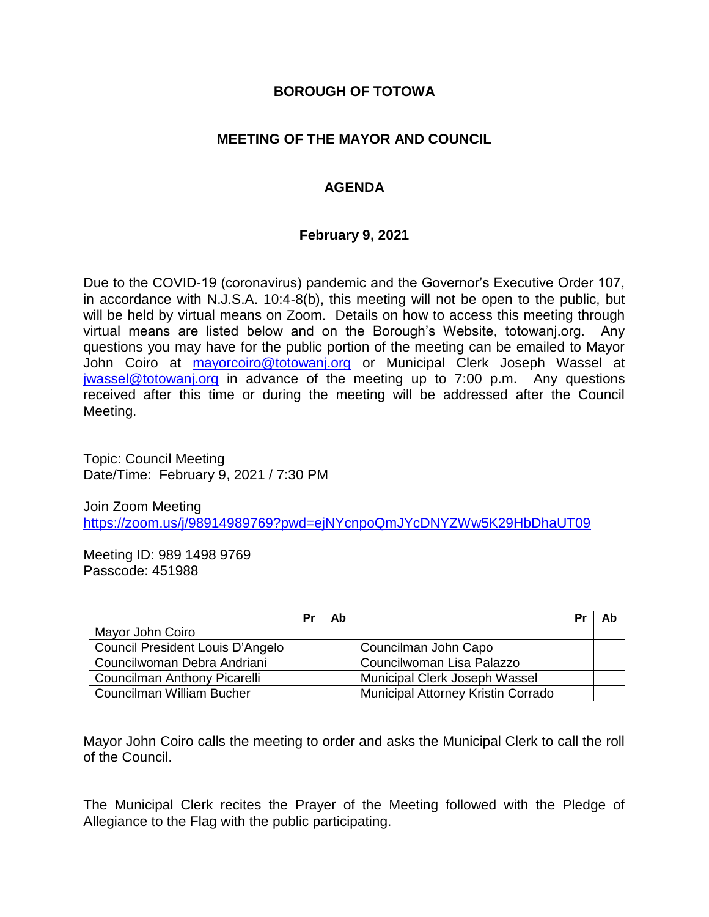**BOROUGH OF TOTOWA**

**MEETING OF THE MAYOR AND COUNCIL**

**AGENDA**

**February 9, 2021**

Due to the COVID-19 (coronavirus) pandemic and the Governor's Executive Order 107, in accordance with N.J.S.A. 10:4-8(b), this meeting will not be open to the public, but will be held by virtual means on Zoom. Details on how to access this meeting through virtual means are listed below and on the Borough's Website, totowanj.org. Any questions you may have for the public portion of the meeting can be emailed to Mayor John Coiro at mayorcoiro@totowanj.org or Municipal Clerk Joseph Wassel at jwassel@totowanj.org in advance of the meeting up to 7:00 p.m. Any questions received after this time or during the meeting will be addressed after the Council Meeting.

Topic: Council Meeting
Date/Time: February 9, 2021 / 7:30 PM

Join Zoom Meeting
https://zoom.us/j/98914989769?pwd=ejNYcnpoQmJYcDNYZWw5K29HbDhaUT09

Meeting ID: 989 1498 9769
Passcode: 451988

| | Pr | Ab | | Pr | Ab |
|---|---|---|---|---|---|
| Mayor John Coiro | | | | | |
| Council President Louis D'Angelo | | | Councilman John Capo | | |
| Councilwoman Debra Andriani | | | Councilwoman Lisa Palazzo | | |
| Councilman Anthony Picarelli | | | Municipal Clerk Joseph Wassel | | |
| Councilman William Bucher | | | Municipal Attorney Kristin Corrado | | |

Mayor John Coiro calls the meeting to order and asks the Municipal Clerk to call the roll of the Council.

The Municipal Clerk recites the Prayer of the Meeting followed with the Pledge of Allegiance to the Flag with the public participating.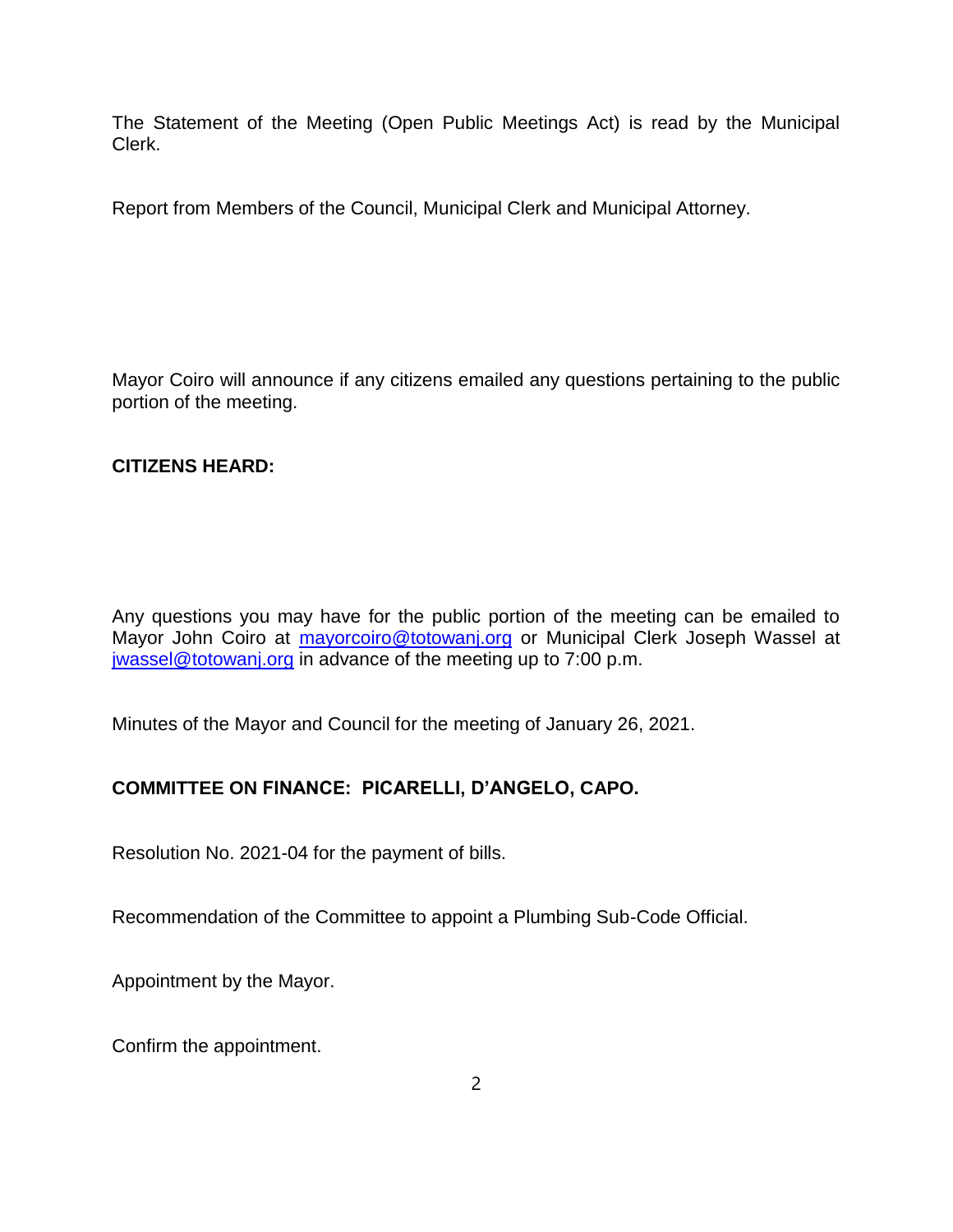The Statement of the Meeting (Open Public Meetings Act) is read by the Municipal Clerk.

Report from Members of the Council, Municipal Clerk and Municipal Attorney.

Mayor Coiro will announce if any citizens emailed any questions pertaining to the public portion of the meeting.

**CITIZENS HEARD:**

Any questions you may have for the public portion of the meeting can be emailed to Mayor John Coiro at [mayorcoiro@totowanj.org](mailto:mayorcoiro@totowanj.org) or Municipal Clerk Joseph Wassel at [jwassel@totowanj.org](mailto:jwassel@totowanj.org) in advance of the meeting up to 7:00 p.m.

Minutes of the Mayor and Council for the meeting of January 26, 2021.

**COMMITTEE ON FINANCE: PICARELLI, D'ANGELO, CAPO.**

Resolution No. 2021-04 for the payment of bills.

Recommendation of the Committee to appoint a Plumbing Sub-Code Official.

Appointment by the Mayor.

Confirm the appointment.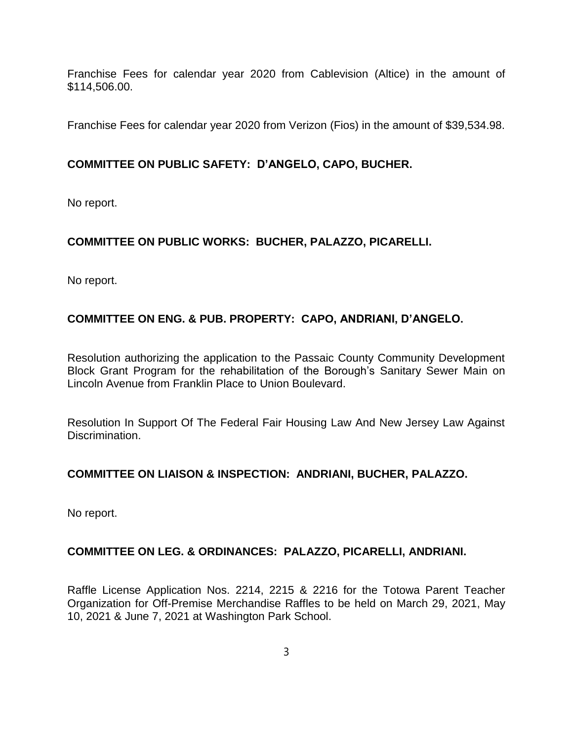Franchise Fees for calendar year 2020 from Cablevision (Altice) in the amount of $114,506.00.

Franchise Fees for calendar year 2020 from Verizon (Fios) in the amount of $39,534.98.

**COMMITTEE ON PUBLIC SAFETY: D'ANGELO, CAPO, BUCHER.**

No report.

**COMMITTEE ON PUBLIC WORKS: BUCHER, PALAZZO, PICARELLI.**

No report.

**COMMITTEE ON ENG. & PUB. PROPERTY: CAPO, ANDRIANI, D'ANGELO.**

Resolution authorizing the application to the Passaic County Community Development Block Grant Program for the rehabilitation of the Borough's Sanitary Sewer Main on Lincoln Avenue from Franklin Place to Union Boulevard.

Resolution In Support Of The Federal Fair Housing Law And New Jersey Law Against Discrimination.

**COMMITTEE ON LIAISON & INSPECTION: ANDRIANI, BUCHER, PALAZZO.**

No report.

**COMMITTEE ON LEG. & ORDINANCES: PALAZZO, PICARELLI, ANDRIANI.**

Raffle License Application Nos. 2214, 2215 & 2216 for the Totowa Parent Teacher Organization for Off-Premise Merchandise Raffles to be held on March 29, 2021, May 10, 2021 & June 7, 2021 at Washington Park School.